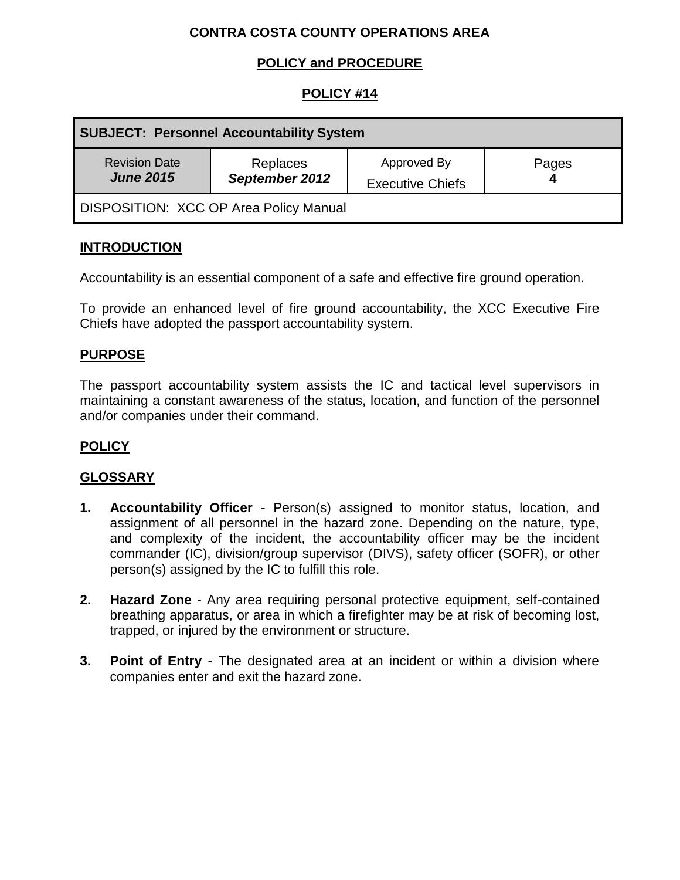**CONTRA COSTA COUNTY OPERATIONS AREA**

**POLICY and PROCEDURE**

**POLICY #14**

| **SUBJECT: Personnel Accountability System** | | | |
|---|---|---|---|
| Revision Date ***June 2015*** | Replaces ***September 2012*** | Approved By Executive Chiefs | Pages **4** |
| DISPOSITION: XCC OP Area Policy Manual | | | |

## INTRODUCTION

Accountability is an essential component of a safe and effective fire ground operation.

To provide an enhanced level of fire ground accountability, the XCC Executive Fire Chiefs have adopted the passport accountability system.

## PURPOSE

The passport accountability system assists the IC and tactical level supervisors in maintaining a constant awareness of the status, location, and function of the personnel and/or companies under their command.

## POLICY

## GLOSSARY

1. **Accountability Officer** - Person(s) assigned to monitor status, location, and assignment of all personnel in the hazard zone. Depending on the nature, type, and complexity of the incident, the accountability officer may be the incident commander (IC), division/group supervisor (DIVS), safety officer (SOFR), or other person(s) assigned by the IC to fulfill this role.

2. **Hazard Zone** - Any area requiring personal protective equipment, self-contained breathing apparatus, or area in which a firefighter may be at risk of becoming lost, trapped, or injured by the environment or structure.

3. **Point of Entry** - The designated area at an incident or within a division where companies enter and exit the hazard zone.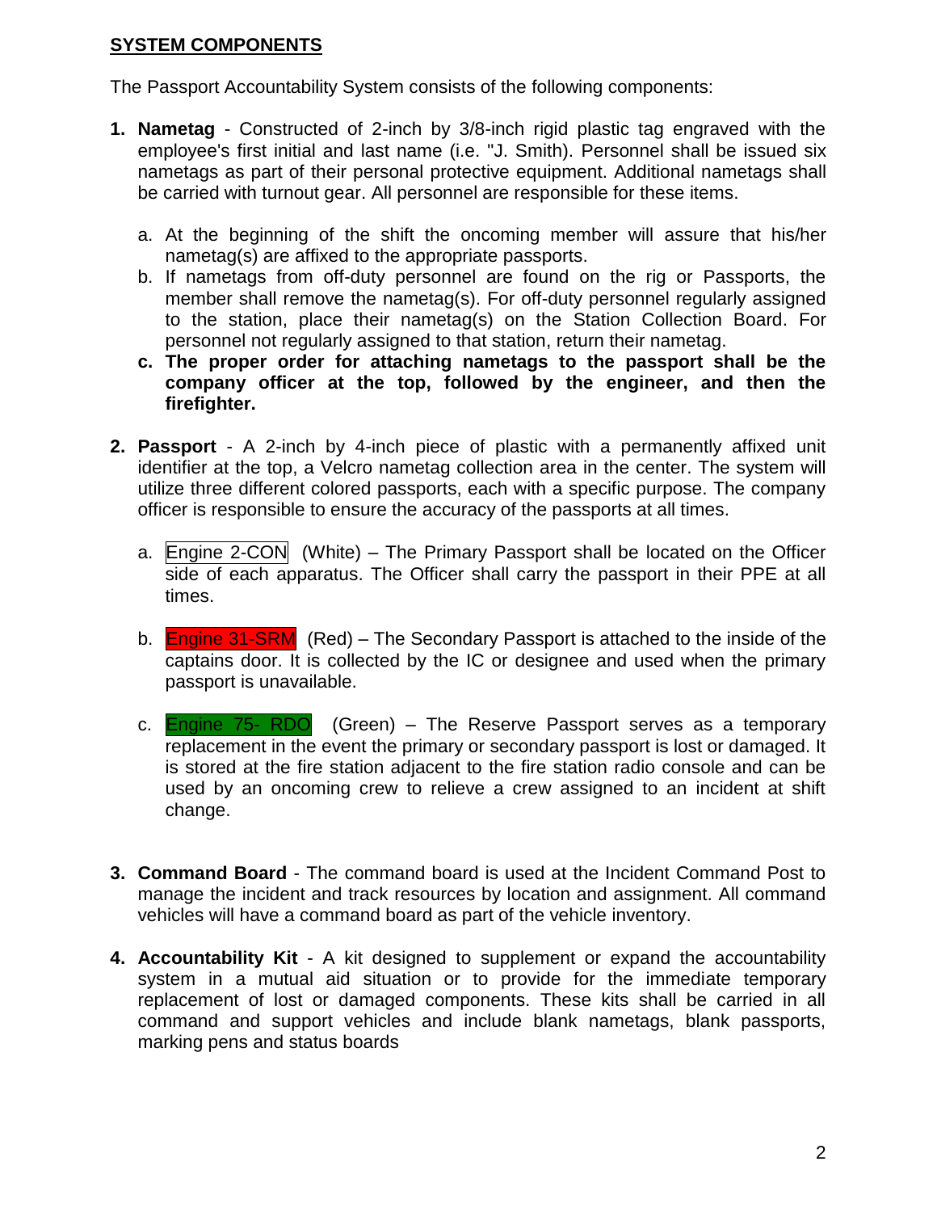## **SYSTEM COMPONENTS**

The Passport Accountability System consists of the following components:

1. **Nametag** - Constructed of 2-inch by 3/8-inch rigid plastic tag engraved with the employee's first initial and last name (i.e. "J. Smith). Personnel shall be issued six nametags as part of their personal protective equipment. Additional nametags shall be carried with turnout gear. All personnel are responsible for these items.

   a. At the beginning of the shift the oncoming member will assure that his/her nametag(s) are affixed to the appropriate passports.
   b. If nametags from off-duty personnel are found on the rig or Passports, the member shall remove the nametag(s). For off-duty personnel regularly assigned to the station, place their nametag(s) on the Station Collection Board. For personnel not regularly assigned to that station, return their nametag.
   c. **The proper order for attaching nametags to the passport shall be the company officer at the top, followed by the engineer, and then the firefighter.**

2. **Passport** - A 2-inch by 4-inch piece of plastic with a permanently affixed unit identifier at the top, a Velcro nametag collection area in the center. The system will utilize three different colored passports, each with a specific purpose. The company officer is responsible to ensure the accuracy of the passports at all times.

   a. Engine 2-CON (White) – The Primary Passport shall be located on the Officer side of each apparatus. The Officer shall carry the passport in their PPE at all times.

   b. Engine 31-SRM (Red) – The Secondary Passport is attached to the inside of the captains door. It is collected by the IC or designee and used when the primary passport is unavailable.

   c. Engine 75- RDO (Green) – The Reserve Passport serves as a temporary replacement in the event the primary or secondary passport is lost or damaged. It is stored at the fire station adjacent to the fire station radio console and can be used by an oncoming crew to relieve a crew assigned to an incident at shift change.

3. **Command Board** - The command board is used at the Incident Command Post to manage the incident and track resources by location and assignment. All command vehicles will have a command board as part of the vehicle inventory.

4. **Accountability Kit** - A kit designed to supplement or expand the accountability system in a mutual aid situation or to provide for the immediate temporary replacement of lost or damaged components. These kits shall be carried in all command and support vehicles and include blank nametags, blank passports, marking pens and status boards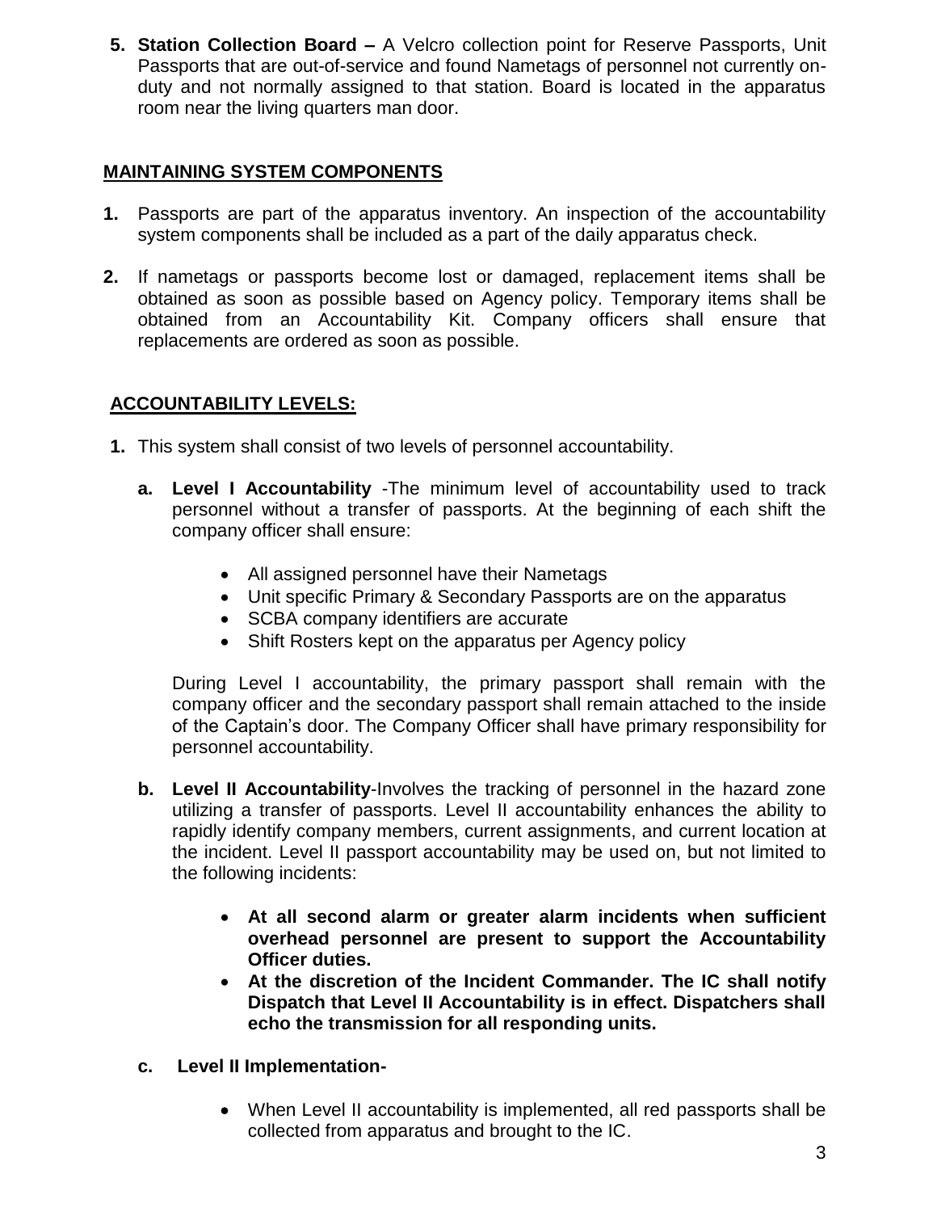5. **Station Collection Board –** A Velcro collection point for Reserve Passports, Unit Passports that are out-of-service and found Nametags of personnel not currently on-duty and not normally assigned to that station. Board is located in the apparatus room near the living quarters man door.

## MAINTAINING SYSTEM COMPONENTS

1. Passports are part of the apparatus inventory. An inspection of the accountability system components shall be included as a part of the daily apparatus check.

2. If nametags or passports become lost or damaged, replacement items shall be obtained as soon as possible based on Agency policy. Temporary items shall be obtained from an Accountability Kit. Company officers shall ensure that replacements are ordered as soon as possible.

## ACCOUNTABILITY LEVELS:

1. This system shall consist of two levels of personnel accountability.

   a. **Level I Accountability** -The minimum level of accountability used to track personnel without a transfer of passports. At the beginning of each shift the company officer shall ensure:

      - All assigned personnel have their Nametags
      - Unit specific Primary & Secondary Passports are on the apparatus
      - SCBA company identifiers are accurate
      - Shift Rosters kept on the apparatus per Agency policy

      During Level I accountability, the primary passport shall remain with the company officer and the secondary passport shall remain attached to the inside of the Captain's door. The Company Officer shall have primary responsibility for personnel accountability.

   b. **Level II Accountability**-Involves the tracking of personnel in the hazard zone utilizing a transfer of passports. Level II accountability enhances the ability to rapidly identify company members, current assignments, and current location at the incident. Level II passport accountability may be used on, but not limited to the following incidents:

      - **At all second alarm or greater alarm incidents when sufficient overhead personnel are present to support the Accountability Officer duties.**
      - **At the discretion of the Incident Commander. The IC shall notify Dispatch that Level II Accountability is in effect. Dispatchers shall echo the transmission for all responding units.**

   c. **Level II Implementation-**

      - When Level II accountability is implemented, all red passports shall be collected from apparatus and brought to the IC.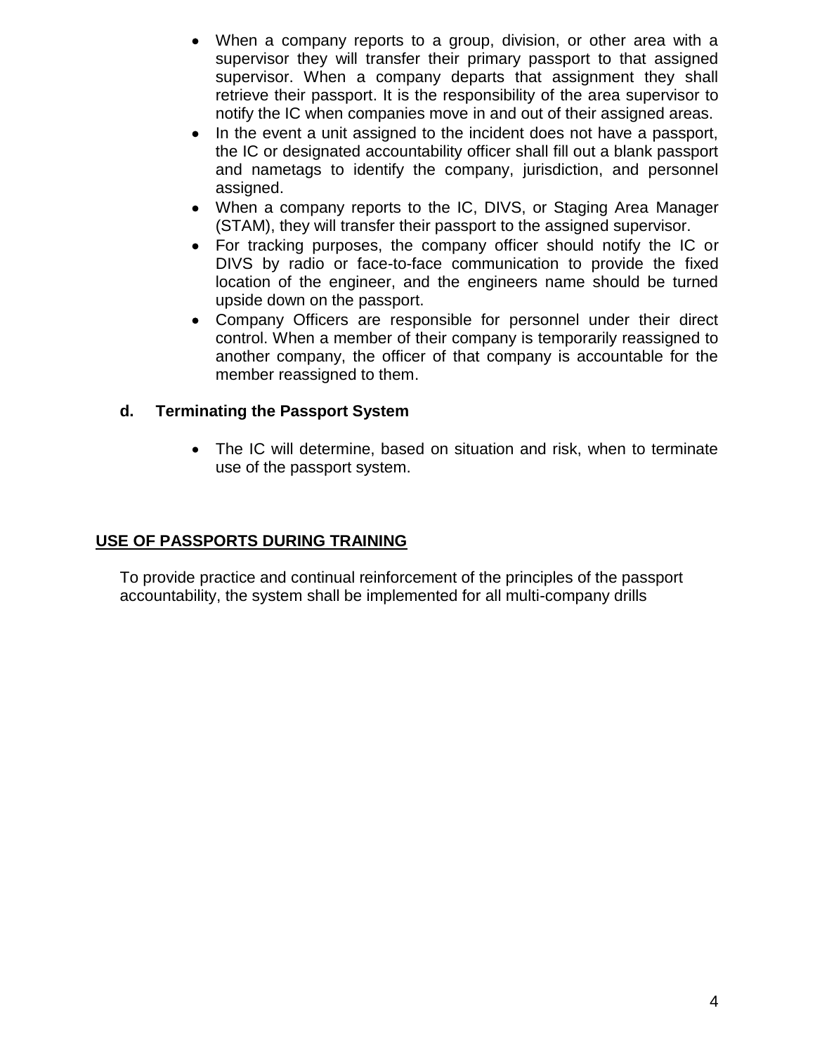- When a company reports to a group, division, or other area with a supervisor they will transfer their primary passport to that assigned supervisor. When a company departs that assignment they shall retrieve their passport. It is the responsibility of the area supervisor to notify the IC when companies move in and out of their assigned areas.
- In the event a unit assigned to the incident does not have a passport, the IC or designated accountability officer shall fill out a blank passport and nametags to identify the company, jurisdiction, and personnel assigned.
- When a company reports to the IC, DIVS, or Staging Area Manager (STAM), they will transfer their passport to the assigned supervisor.
- For tracking purposes, the company officer should notify the IC or DIVS by radio or face-to-face communication to provide the fixed location of the engineer, and the engineers name should be turned upside down on the passport.
- Company Officers are responsible for personnel under their direct control. When a member of their company is temporarily reassigned to another company, the officer of that company is accountable for the member reassigned to them.

**d. Terminating the Passport System**

- The IC will determine, based on situation and risk, when to terminate use of the passport system.

## USE OF PASSPORTS DURING TRAINING

To provide practice and continual reinforcement of the principles of the passport accountability, the system shall be implemented for all multi-company drills